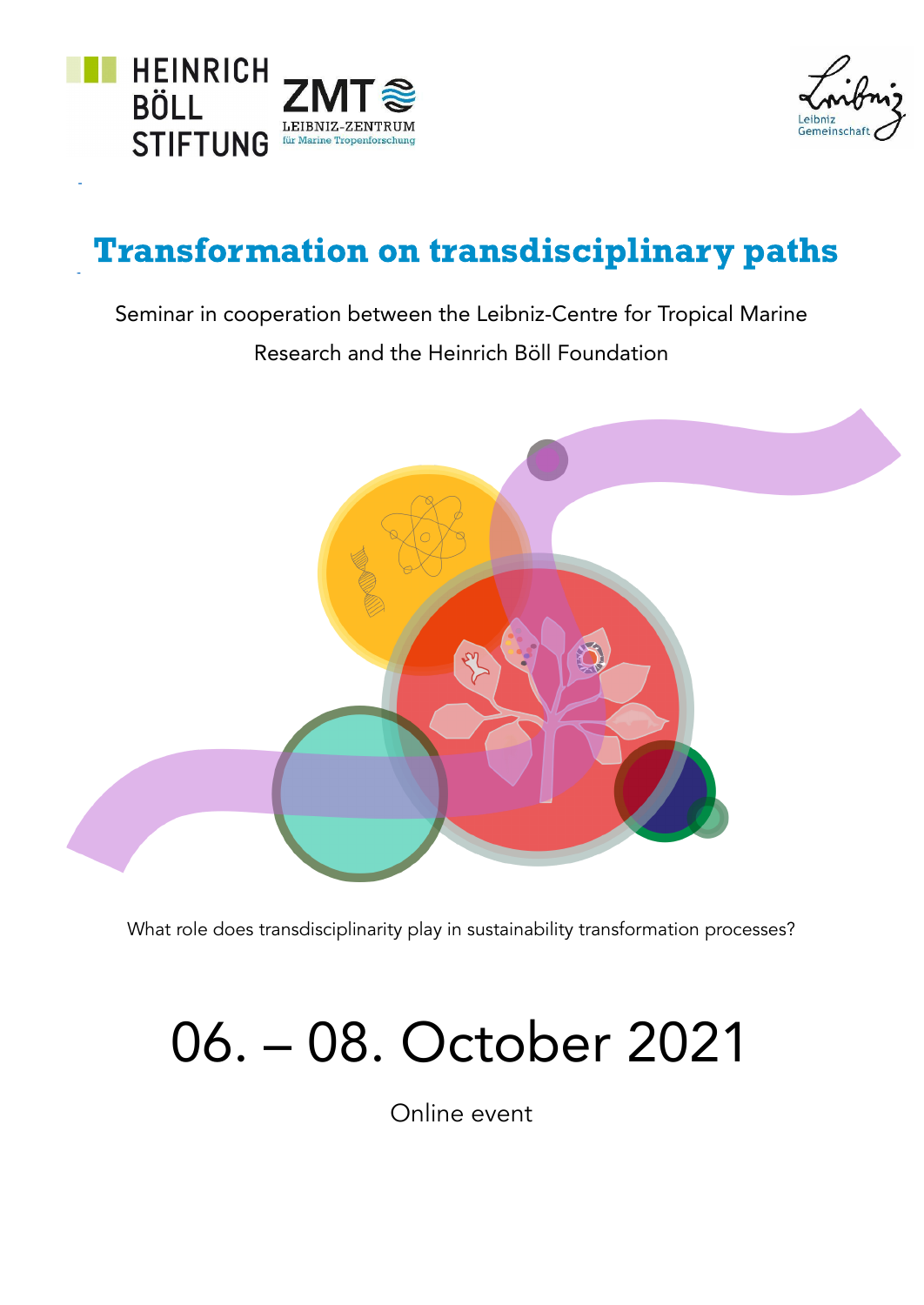# Transformation on transdisciplinary paths

Seminar in cooperation between the Leibniz-Centre for Tropical Marine Research and the Heinrich Böll Foundation

What role does transdisciplinarity play in sustainability transformation processes?

## 06. – 08. October 2021

Online event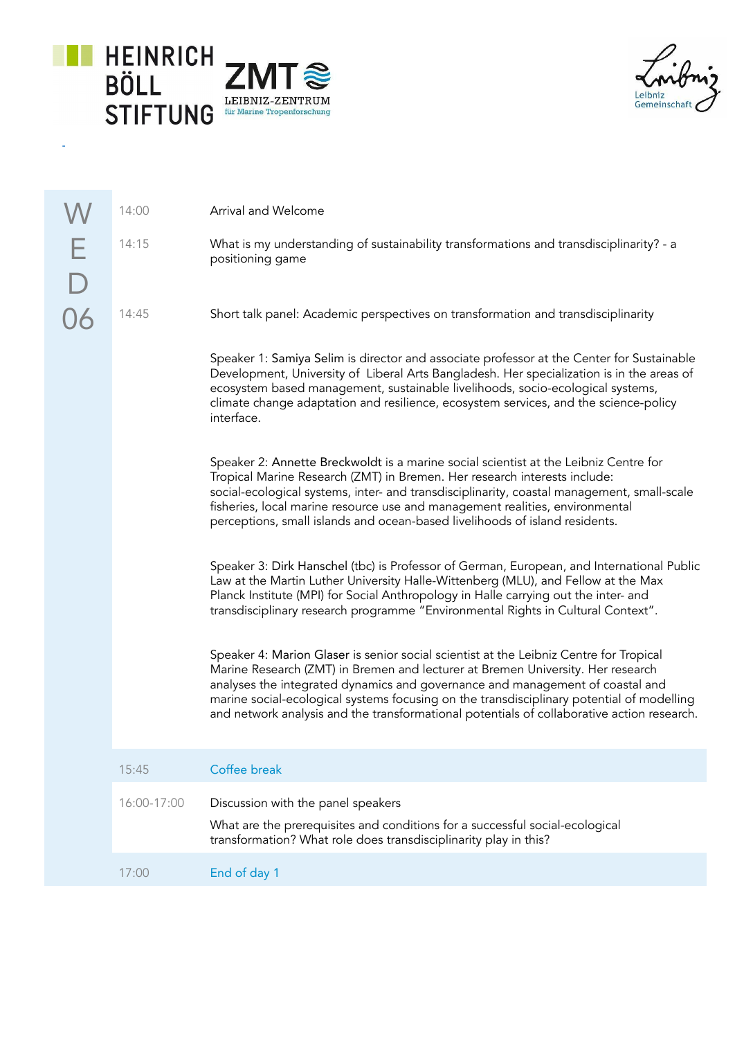HEINRICH BÖLL STIFTUNG

ZMT LEIBNIZ-ZENTRUM für Marine Tropenforschung

Leibniz Gemeinschaft

## WED 06

| | |
|---|---|
| 14:00 | Arrival and Welcome |
| 14:15 | What is my understanding of sustainability transformations and transdisciplinarity? - a positioning game |
| 14:45 | Short talk panel: Academic perspectives on transformation and transdisciplinarity |

Speaker 1: Samiya Selim is director and associate professor at the Center for Sustainable Development, University of Liberal Arts Bangladesh. Her specialization is in the areas of ecosystem based management, sustainable livelihoods, socio-ecological systems, climate change adaptation and resilience, ecosystem services, and the science-policy interface.

Speaker 2: Annette Breckwoldt is a marine social scientist at the Leibniz Centre for Tropical Marine Research (ZMT) in Bremen. Her research interests include: social-ecological systems, inter- and transdisciplinarity, coastal management, small-scale fisheries, local marine resource use and management realities, environmental perceptions, small islands and ocean-based livelihoods of island residents.

Speaker 3: Dirk Hanschel (tbc) is Professor of German, European, and International Public Law at the Martin Luther University Halle-Wittenberg (MLU), and Fellow at the Max Planck Institute (MPI) for Social Anthropology in Halle carrying out the inter- and transdisciplinary research programme "Environmental Rights in Cultural Context".

Speaker 4: Marion Glaser is senior social scientist at the Leibniz Centre for Tropical Marine Research (ZMT) in Bremen and lecturer at Bremen University. Her research analyses the integrated dynamics and governance and management of coastal and marine social-ecological systems focusing on the transdisciplinary potential of modelling and network analysis and the transformational potentials of collaborative action research.

| | |
|---|---|
| 15:45 | Coffee break |
| 16:00-17:00 | Discussion with the panel speakers<br>What are the prerequisites and conditions for a successful social-ecological transformation? What role does transdisciplinarity play in this? |
| 17:00 | End of day 1 |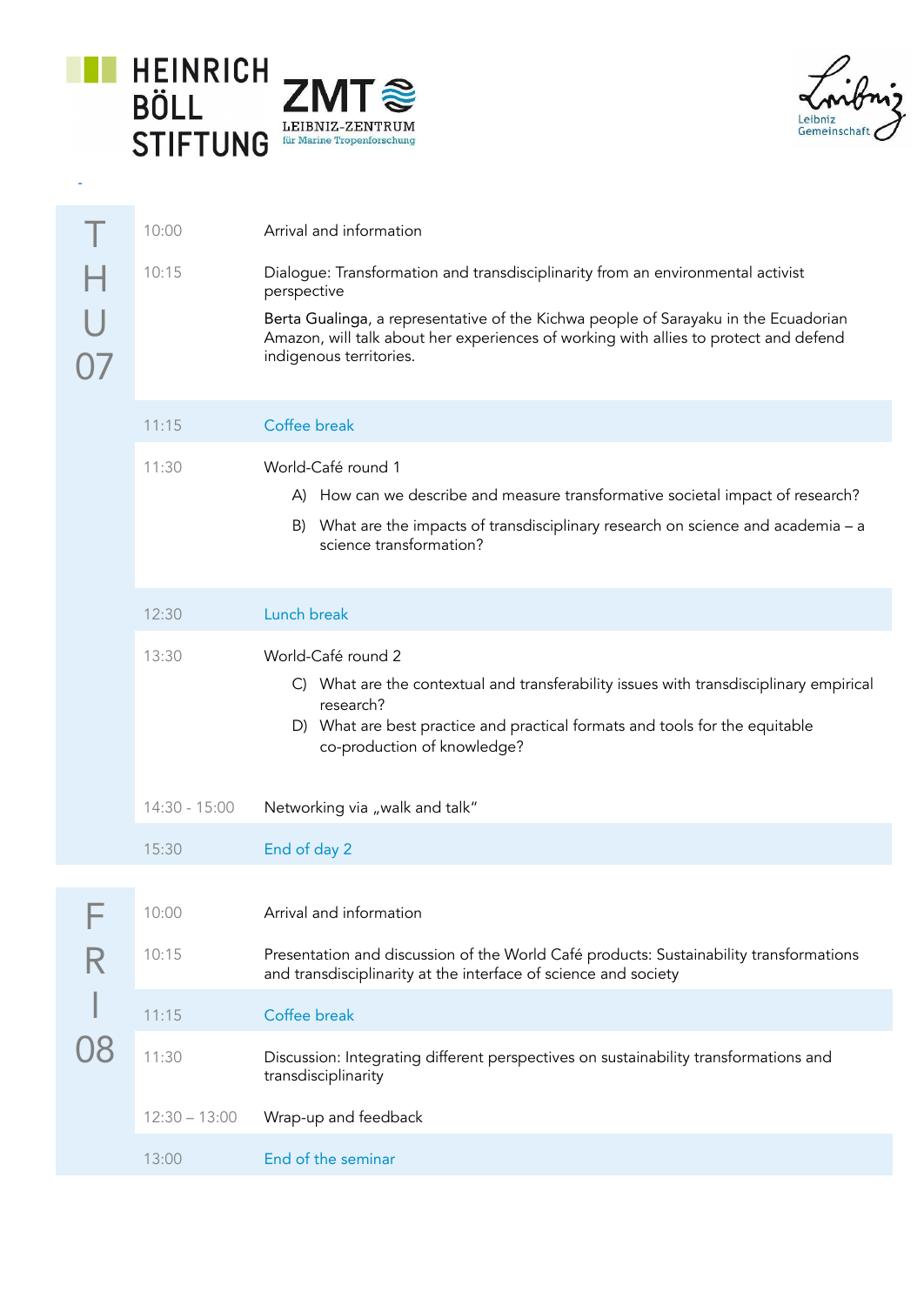HEINRICH BÖLL STIFTUNG

ZMT LEIBNIZ-ZENTRUM für Marine Tropenforschung

Leibniz Gemeinschaft

## THU 07

| Time | Programme |
| --- | --- |
| 10:00 | Arrival and information |
| 10:15 | Dialogue: Transformation and transdisciplinarity from an environmental activist perspective<br><br>Berta Gualinga, a representative of the Kichwa people of Sarayaku in the Ecuadorian Amazon, will talk about her experiences of working with allies to protect and defend indigenous territories. |
| 11:15 | Coffee break |
| 11:30 | World-Café round 1<br>A) How can we describe and measure transformative societal impact of research?<br>B) What are the impacts of transdisciplinary research on science and academia – a science transformation? |
| 12:30 | Lunch break |
| 13:30 | World-Café round 2<br>C) What are the contextual and transferability issues with transdisciplinary empirical research?<br>D) What are best practice and practical formats and tools for the equitable co-production of knowledge? |
| 14:30 - 15:00 | Networking via „walk and talk" |
| 15:30 | End of day 2 |

## FRI 08

| Time | Programme |
| --- | --- |
| 10:00 | Arrival and information |
| 10:15 | Presentation and discussion of the World Café products: Sustainability transformations and transdisciplinarity at the interface of science and society |
| 11:15 | Coffee break |
| 11:30 | Discussion: Integrating different perspectives on sustainability transformations and transdisciplinarity |
| 12:30 – 13:00 | Wrap-up and feedback |
| 13:00 | End of the seminar |